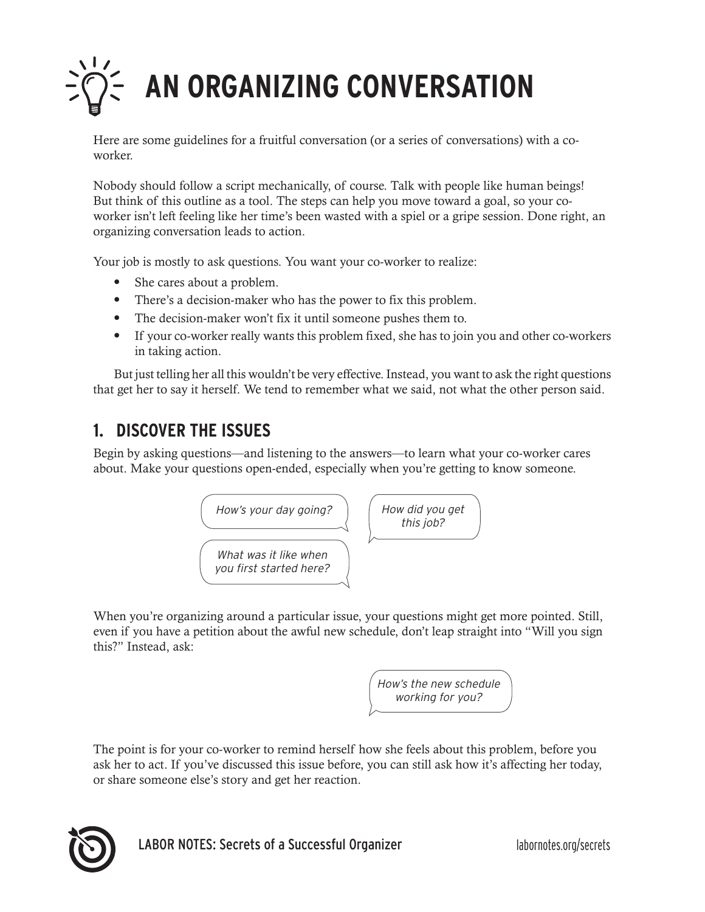# AN ORGANIZING CONVERSATION

Here are some guidelines for a fruitful conversation (or a series of conversations) with a co-worker.

Nobody should follow a script mechanically, of course. Talk with people like human beings! But think of this outline as a tool. The steps can help you move toward a goal, so your co-worker isn't left feeling like her time's been wasted with a spiel or a gripe session. Done right, an organizing conversation leads to action.

Your job is mostly to ask questions. You want your co-worker to realize:

- She cares about a problem.
- There's a decision-maker who has the power to fix this problem.
- The decision-maker won't fix it until someone pushes them to.
- If your co-worker really wants this problem fixed, she has to join you and other co-workers in taking action.

But just telling her all this wouldn't be very effective. Instead, you want to ask the right questions that get her to say it herself. We tend to remember what we said, not what the other person said.

## 1. DISCOVER THE ISSUES

Begin by asking questions—and listening to the answers—to learn what your co-worker cares about. Make your questions open-ended, especially when you're getting to know someone.

*How's your day going?*

*How did you get this job?*

*What was it like when you first started here?*

When you're organizing around a particular issue, your questions might get more pointed. Still, even if you have a petition about the awful new schedule, don't leap straight into "Will you sign this?" Instead, ask:

*How's the new schedule working for you?*

The point is for your co-worker to remind herself how she feels about this problem, before you ask her to act. If you've discussed this issue before, you can still ask how it's affecting her today, or share someone else's story and get her reaction.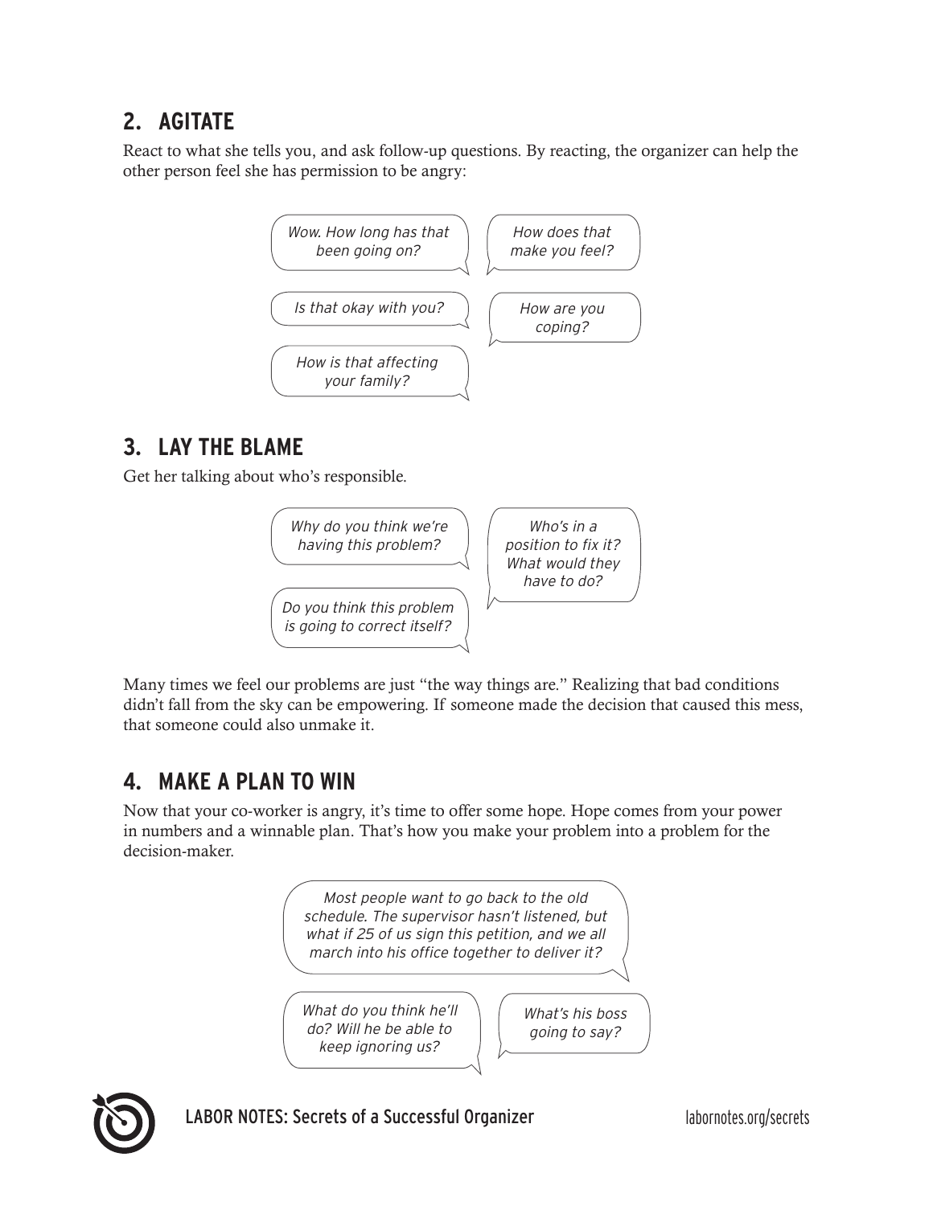## 2. AGITATE

React to what she tells you, and ask follow-up questions. By reacting, the organizer can help the other person feel she has permission to be angry:

> *Wow. How long has that been going on?*

> *How does that make you feel?*

> *Is that okay with you?*

> *How are you coping?*

> *How is that affecting your family?*

## 3. LAY THE BLAME

Get her talking about who's responsible.

> *Why do you think we're having this problem?*

> *Who's in a position to fix it? What would they have to do?*

> *Do you think this problem is going to correct itself?*

Many times we feel our problems are just "the way things are." Realizing that bad conditions didn't fall from the sky can be empowering. If someone made the decision that caused this mess, that someone could also unmake it.

## 4. MAKE A PLAN TO WIN

Now that your co-worker is angry, it's time to offer some hope. Hope comes from your power in numbers and a winnable plan. That's how you make your problem into a problem for the decision-maker.

> *Most people want to go back to the old schedule. The supervisor hasn't listened, but what if 25 of us sign this petition, and we all march into his office together to deliver it?*

> *What do you think he'll do? Will he be able to keep ignoring us?*

> *What's his boss going to say?*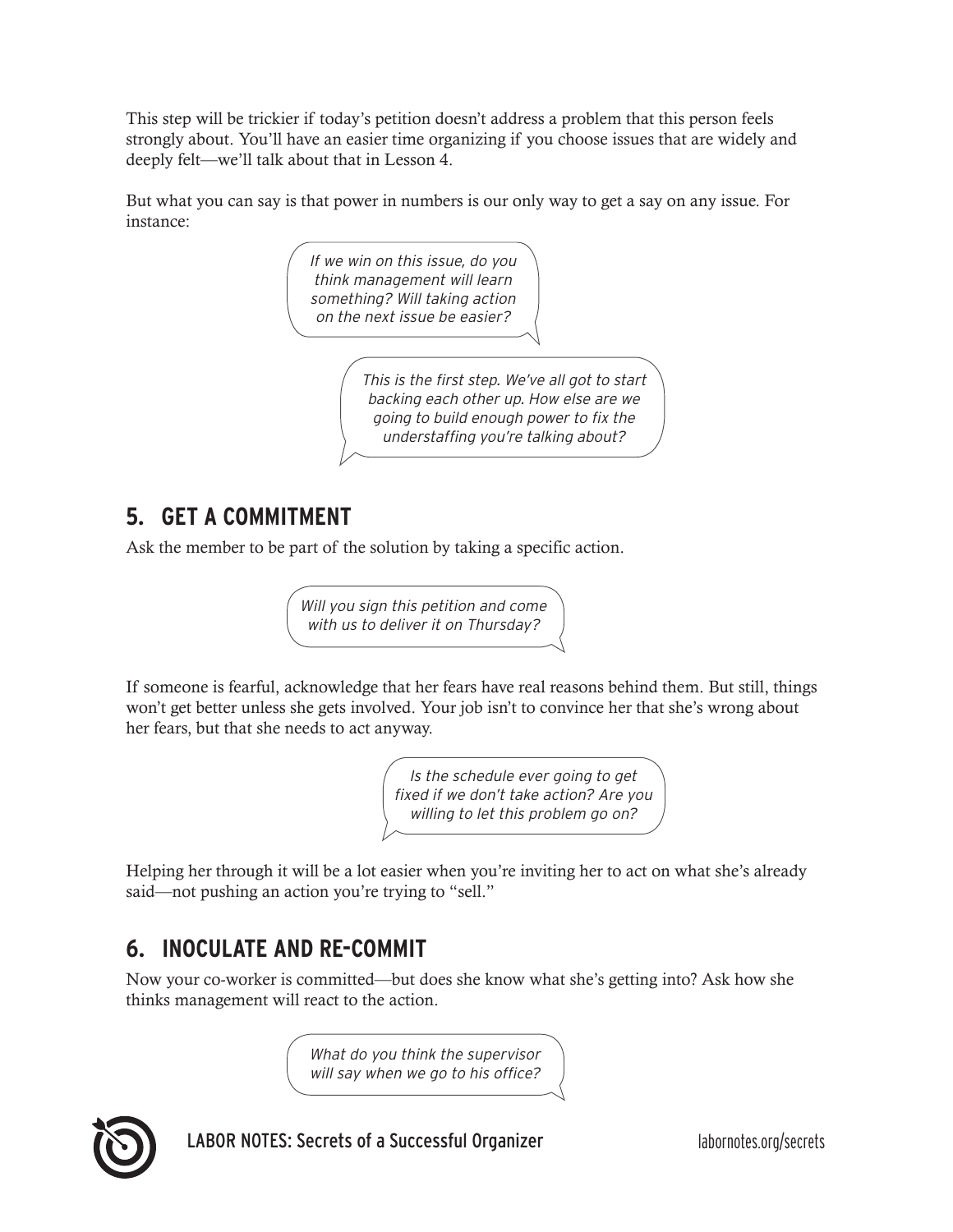This step will be trickier if today's petition doesn't address a problem that this person feels strongly about. You'll have an easier time organizing if you choose issues that are widely and deeply felt—we'll talk about that in Lesson 4.

But what you can say is that power in numbers is our only way to get a say on any issue. For instance:

> *If we win on this issue, do you think management will learn something? Will taking action on the next issue be easier?*

> *This is the first step. We've all got to start backing each other up. How else are we going to build enough power to fix the understaffing you're talking about?*

## 5. GET A COMMITMENT

Ask the member to be part of the solution by taking a specific action.

> *Will you sign this petition and come with us to deliver it on Thursday?*

If someone is fearful, acknowledge that her fears have real reasons behind them. But still, things won't get better unless she gets involved. Your job isn't to convince her that she's wrong about her fears, but that she needs to act anyway.

> *Is the schedule ever going to get fixed if we don't take action? Are you willing to let this problem go on?*

Helping her through it will be a lot easier when you're inviting her to act on what she's already said—not pushing an action you're trying to "sell."

## 6. INOCULATE AND RE-COMMIT

Now your co-worker is committed—but does she know what she's getting into? Ask how she thinks management will react to the action.

> *What do you think the supervisor will say when we go to his office?*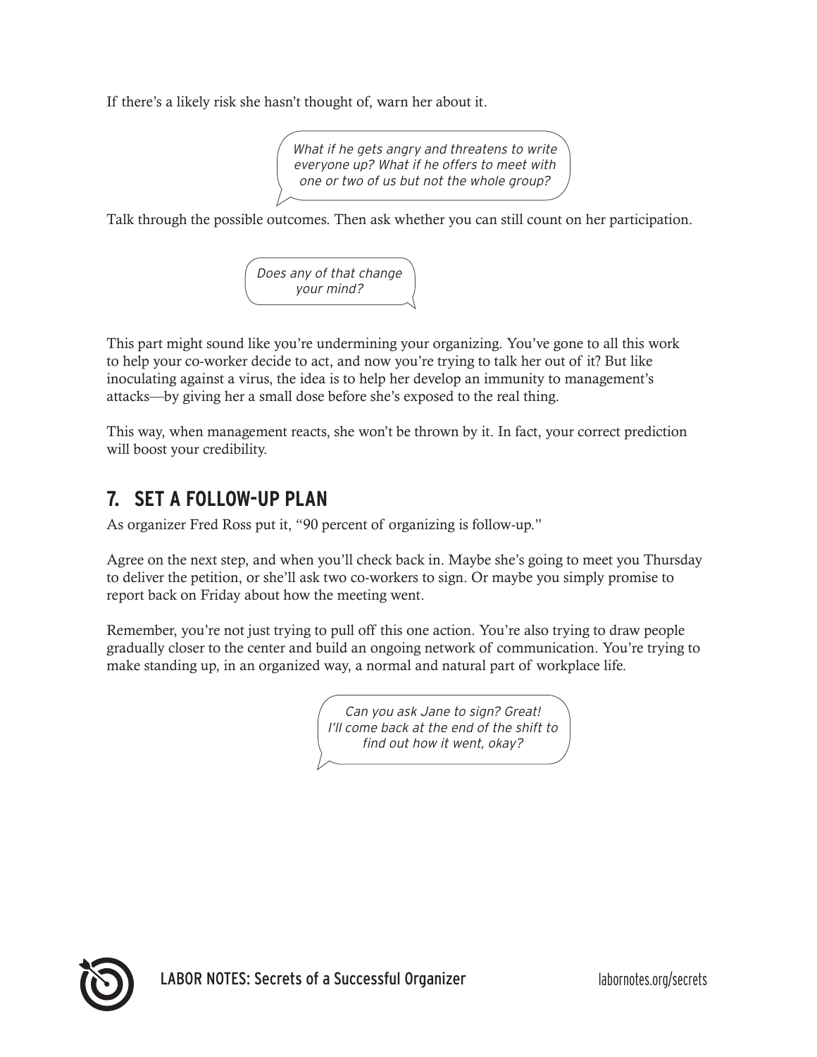If there's a likely risk she hasn't thought of, warn her about it.

*What if he gets angry and threatens to write everyone up? What if he offers to meet with one or two of us but not the whole group?*

Talk through the possible outcomes. Then ask whether you can still count on her participation.

*Does any of that change your mind?*

This part might sound like you're undermining your organizing. You've gone to all this work to help your co-worker decide to act, and now you're trying to talk her out of it? But like inoculating against a virus, the idea is to help her develop an immunity to management's attacks—by giving her a small dose before she's exposed to the real thing.

This way, when management reacts, she won't be thrown by it. In fact, your correct prediction will boost your credibility.

## 7. SET A FOLLOW-UP PLAN

As organizer Fred Ross put it, "90 percent of organizing is follow-up."

Agree on the next step, and when you'll check back in. Maybe she's going to meet you Thursday to deliver the petition, or she'll ask two co-workers to sign. Or maybe you simply promise to report back on Friday about how the meeting went.

Remember, you're not just trying to pull off this one action. You're also trying to draw people gradually closer to the center and build an ongoing network of communication. You're trying to make standing up, in an organized way, a normal and natural part of workplace life.

*Can you ask Jane to sign? Great! I'll come back at the end of the shift to find out how it went, okay?*